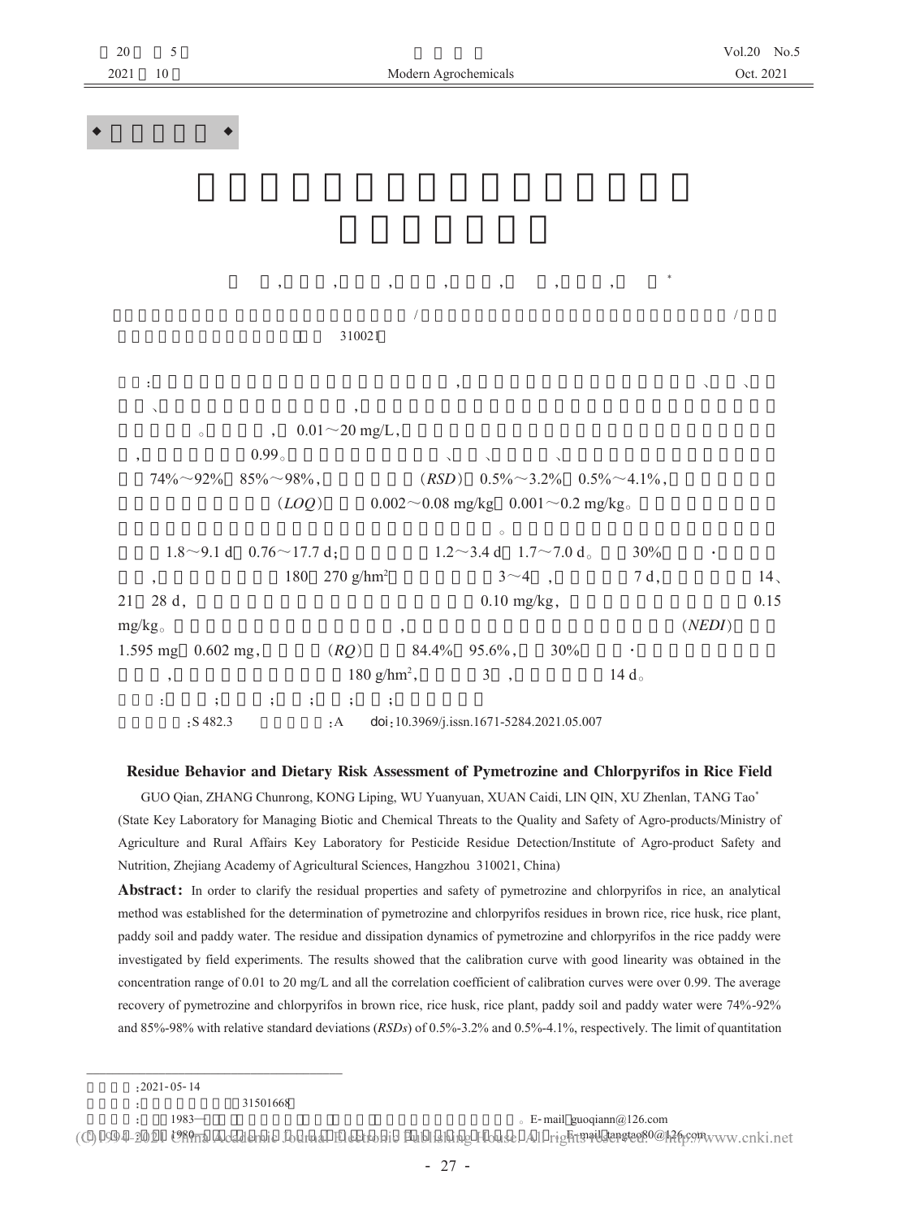◆ ◆

, , , , , , , *

/ /
310021

: , 、 、
、 ,
。 , 0.01～20 mg/L,
, 0.99。 、 、 、
74%～92% 85%～98%, ($RSD$) 0.5%～3.2% 0.5%～4.1%,
($LOQ$) 0.002～0.08 mg/kg 0.001～0.2 mg/kg。
。
1.8～9.1 d 0.76～17.7 d; 1.2～3.4 d 1.7～7.0 d。 30% ·
, 180 270 g/hm$^2$ 3～4 , 7 d, 14、
21 28 d, 0.10 mg/kg, 0.15
mg/kg。 , ($NEDI$)
1.595 mg 0.602 mg, ($RQ$) 84.4% 95.6%, 30% ·
, 180 g/hm$^2$, 3 , 14 d。
: ; ; ; ; ;

:S 482.3 :A doi:10.3969/j.issn.1671-5284.2021.05.007

## Residue Behavior and Dietary Risk Assessment of Pymetrozine and Chlorpyrifos in Rice Field

GUO Qian, ZHANG Chunrong, KONG Liping, WU Yuanyuan, XUAN Caidi, LIN QIN, XU Zhenlan, TANG Tao*

(State Key Laboratory for Managing Biotic and Chemical Threats to the Quality and Safety of Agro-products/Ministry of Agriculture and Rural Affairs Key Laboratory for Pesticide Residue Detection/Institute of Agro-product Safety and Nutrition, Zhejiang Academy of Agricultural Sciences, Hangzhou 310021, China)

**Abstract:** In order to clarify the residual properties and safety of pymetrozine and chlorpyrifos in rice, an analytical method was established for the determination of pymetrozine and chlorpyrifos residues in brown rice, rice husk, rice plant, paddy soil and paddy water. The residue and dissipation dynamics of pymetrozine and chlorpyrifos in the rice paddy were investigated by field experiments. The results showed that the calibration curve with good linearity was obtained in the concentration range of 0.01 to 20 mg/L and all the correlation coefficient of calibration curves were over 0.99. The average recovery of pymetrozine and chlorpyrifos in brown rice, rice husk, rice plant, paddy soil and paddy water were 74%-92% and 85%-98% with relative standard deviations ($RSDs$) of 0.5%-3.2% and 0.5%-4.1%, respectively. The limit of quantitation

---

:2021-05-14
: 31501668
: 1983— 。E-mail guoqiann@126.com
: 1980— 。E-mail tangtao80@126.com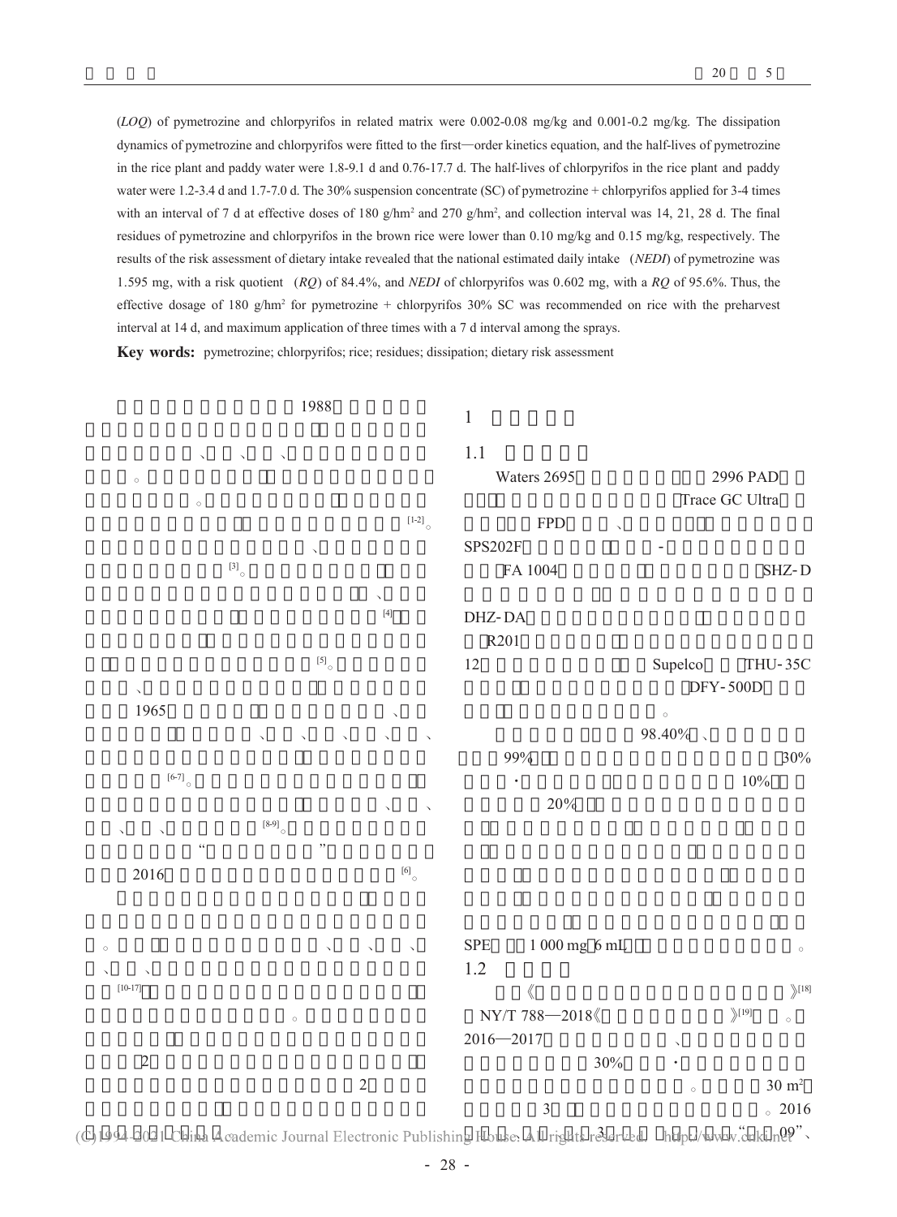(*LOQ*) of pymetrozine and chlorpyrifos in related matrix were 0.002-0.08 mg/kg and 0.001-0.2 mg/kg. The dissipation dynamics of pymetrozine and chlorpyrifos were fitted to the first—order kinetics equation, and the half-lives of pymetrozine in the rice plant and paddy water were 1.8-9.1 d and 0.76-17.7 d. The half-lives of chlorpyrifos in the rice plant and paddy water were 1.2-3.4 d and 1.7-7.0 d. The 30% suspension concentrate (SC) of pymetrozine + chlorpyrifos applied for 3-4 times with an interval of 7 d at effective doses of 180 g/hm² and 270 g/hm², and collection interval was 14, 21, 28 d. The final residues of pymetrozine and chlorpyrifos in the brown rice were lower than 0.10 mg/kg and 0.15 mg/kg, respectively. The results of the risk assessment of dietary intake revealed that the national estimated daily intake (*NEDI*) of pymetrozine was 1.595 mg, with a risk quotient (*RQ*) of 84.4%, and *NEDI* of chlorpyrifos was 0.602 mg, with a *RQ* of 95.6%. Thus, the effective dosage of 180 g/hm² for pymetrozine + chlorpyrifos 30% SC was recommended on rice with the preharvest interval at 14 d, and maximum application of three times with a 7 d interval among the sprays.

**Key words:** pymetrozine; chlorpyrifos; rice; residues; dissipation; dietary risk assessment

1988 、 、 、 。 。 [1-2]。 、 [3]。 、 [4] [5]。 、 1965 、 、 、 、 、 、 [6-7]。 、 、 、 、 [8-9]。 " " 2016 [6]。 。 、 、 、 、 、 [10-17] 。 2 2

## 1

### 1.1

Waters 2695 2996 PAD Trace GC Ultra FPD 、 SPS202F - FA 1004 SHZ-D DHZ-DA R201 12 Supelco THU-35C DFY-500D 。

98.40% 、 99% 30% · 10% 20%

SPE 1 000 mg 6 mL 。

### 1.2

《 》[18] NY/T 788—2018《 》[19] 。 2016—2017 、 30% · 。 30 m² 3 。2016 3 " 09"、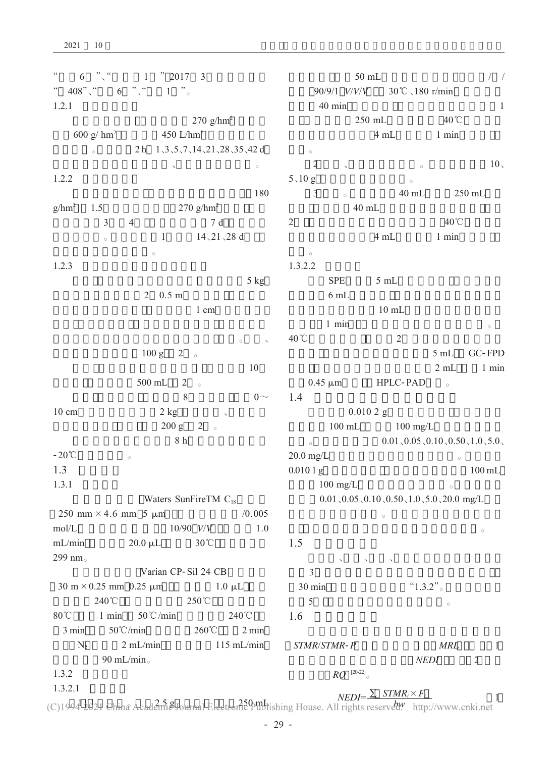“ 6 ”、“ 1 ”，2017 3 “ 408”、“ 6 ”、“ 1 ”。

1.2.1

270 g/hm² 600 g/ hm² 450 L/hm² 。 2 h 1、3、5、7、14、21、28、35、42 d 、 。

1.2.2

180 g/hm² 1.5 270 g/hm² 3 4 7 d 。 1 14、21、28 d 。

1.2.3

5 kg 2 0.5 m 1 cm 180 。 、 100 g 2 。

10 500 mL 2 。

8 0～10 cm 2 kg 、 200 g 2 。

8 h -20℃ 。

## 1.3

1.3.1

Waters SunFireTM $C_{18}$ 250 mm × 4.6 mm 5 μm /0.005 mol/L 10/90 $V/V$ 1.0 mL/min 20.0 μL 30℃ 299 nm。

Varian CP-Sil 24 CB 30 m × 0.25 mm 0.25 μm 1.0 μL 240℃ 250℃ 80℃ 1 min 50℃/min 240℃ 3 min 50℃/min 260℃ 2 min $N_2$ 2 mL/min 115 mL/min 90 mL/min。

1.3.2

1.3.2.1

1 。 2.5 g 250 mL 50 mL / / 90/9/1 $V/V/V$ 30℃、180 r/min 40 min 1 250 mL 40℃ 4 mL 1 min 。

2 、 。 10、5、10 g 。

3 。 40 mL 250 mL 40 mL 2 40℃ 4 mL 1 min 。

1.3.2.2

SPE 5 mL 6 mL 10 mL 1 min 。 40℃ 2 5 mL GC-FPD 2 mL 1 min 0.45 μm HPLC-PAD 。

## 1.4

0.010 2 g 100 mL 100 mg/L 。 0.01、0.05、0.10、0.50、1.0、5.0、20.0 mg/L 。 0.010 1 g 100 mL 100 mg/L 。 0.01、0.05、0.10、0.50、1.0、5.0、20.0 mg/L 。 。

## 1.5

、 、 、 3 30 min “1.3.2”。 5 。

## 1.6

*STMR*/*STMR-P* *MRL* 1 *NEDI* 2 *RQ* [20-22]。

$$NEDI=\frac{\sum STMR_i \times F_i}{bw} \tag{1}$$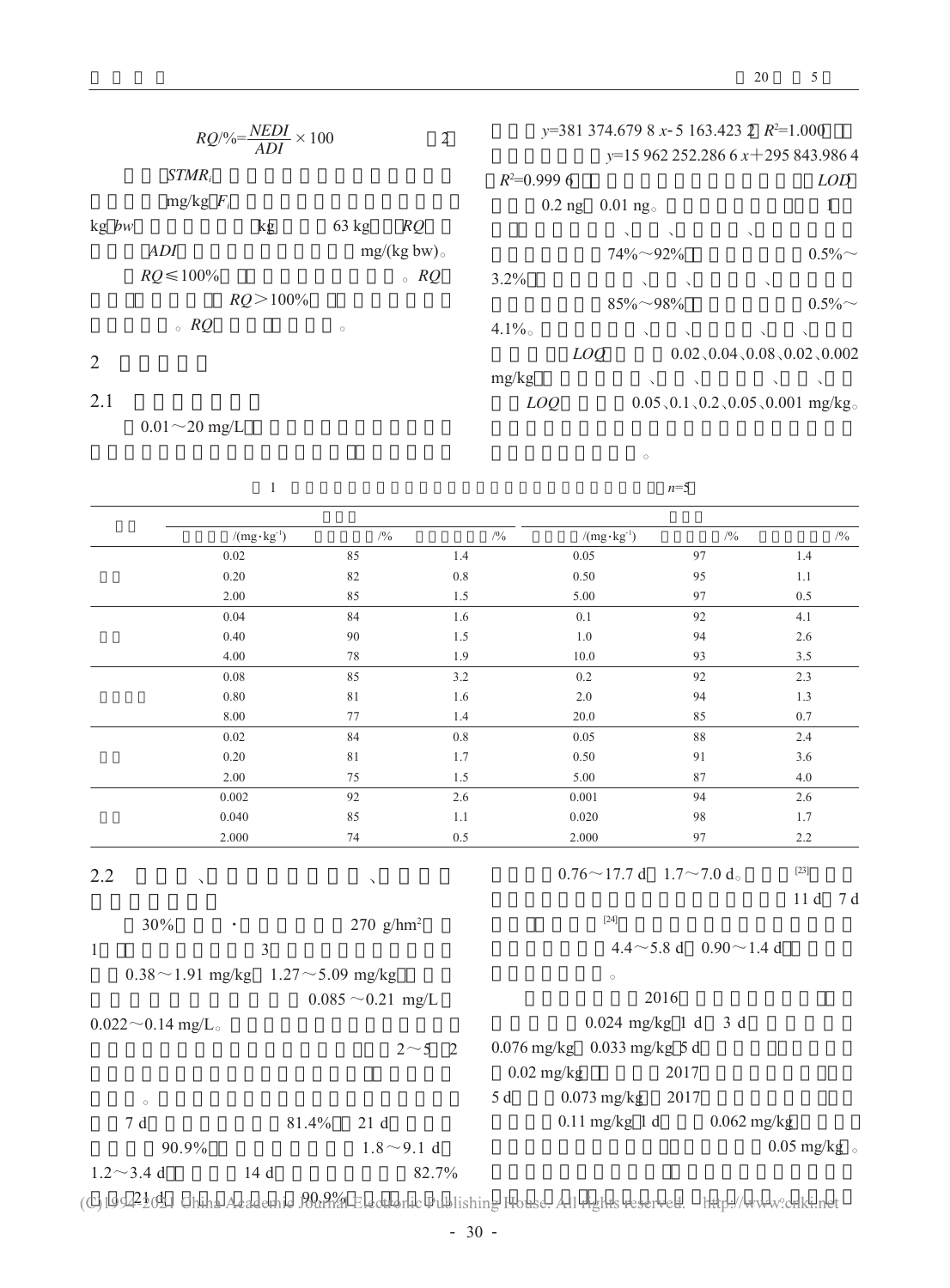$$RQ/\% = \frac{NEDI}{ADI} \times 100 \qquad (2)$$

$STMR_i$

mg/kg $F_i$

kg *bw* kg 63 kg *RQ*

*ADI* mg/(kg bw)。

$RQ \leq 100\%$ 。*RQ*

$RQ > 100\%$

。*RQ* 。

## 2

### 2.1

0.01～20 mg/L

$y$=381 374.679 8 $x$-5 163.423 2，$R^2$=1.000

$y$=15 962 252.286 6 $x$+295 843.986 4，$R^2$=0.999 6 *LOD*

0.2 ng、0.01 ng。 1

、 、 、

74%～92% 0.5%～3.2% 、 、 、

85%～98% 0.5%～4.1%。 、 、 、 、

*LOQ* 0.02、0.04、0.08、0.02、0.002 mg/kg 、 、 、 、

*LOQ* 0.05、0.1、0.2、0.05、0.001 mg/kg。

。

1 ($n$=5)

| | | | | | | |
|---|---|---|---|---|---|---|
| | /(mg·kg⁻¹) | /% | /% | /(mg·kg⁻¹) | /% | /% |
| | 0.02 | 85 | 1.4 | 0.05 | 97 | 1.4 |
| | 0.20 | 82 | 0.8 | 0.50 | 95 | 1.1 |
| | 2.00 | 85 | 1.5 | 5.00 | 97 | 0.5 |
| | 0.04 | 84 | 1.6 | 0.1 | 92 | 4.1 |
| | 0.40 | 90 | 1.5 | 1.0 | 94 | 2.6 |
| | 4.00 | 78 | 1.9 | 10.0 | 93 | 3.5 |
| | 0.08 | 85 | 3.2 | 0.2 | 92 | 2.3 |
| | 0.80 | 81 | 1.6 | 2.0 | 94 | 1.3 |
| | 8.00 | 77 | 1.4 | 20.0 | 85 | 0.7 |
| | 0.02 | 84 | 0.8 | 0.05 | 88 | 2.4 |
| | 0.20 | 81 | 1.7 | 0.50 | 91 | 3.6 |
| | 2.00 | 75 | 1.5 | 5.00 | 87 | 4.0 |
| | 0.002 | 92 | 2.6 | 0.001 | 94 | 2.6 |
| | 0.040 | 85 | 1.1 | 0.020 | 98 | 1.7 |
| | 2.000 | 74 | 0.5 | 2.000 | 97 | 2.2 |

### 2.2 、 、

30% · 270 g/hm²

1 3

0.38～1.91 mg/kg 1.27～5.09 mg/kg

0.085～0.21 mg/L

0.022～0.14 mg/L。

2～5 2

。

7 d 81.4% 21 d

90.9% 1.8～9.1 d

1.2～3.4 d 14 d 82.7%

21 d 90.9%

0.76～17.7 d 1.7～7.0 d。 [23]

11 d 7 d

[24]

4.4～5.8 d 0.90～1.4 d

。

2016

0.024 mg/kg 1 d 3 d

0.076 mg/kg 0.033 mg/kg 5 d

0.02 mg/kg 2017

5 d 0.073 mg/kg 2017

0.11 mg/kg 1 d 0.062 mg/kg

0.05 mg/kg。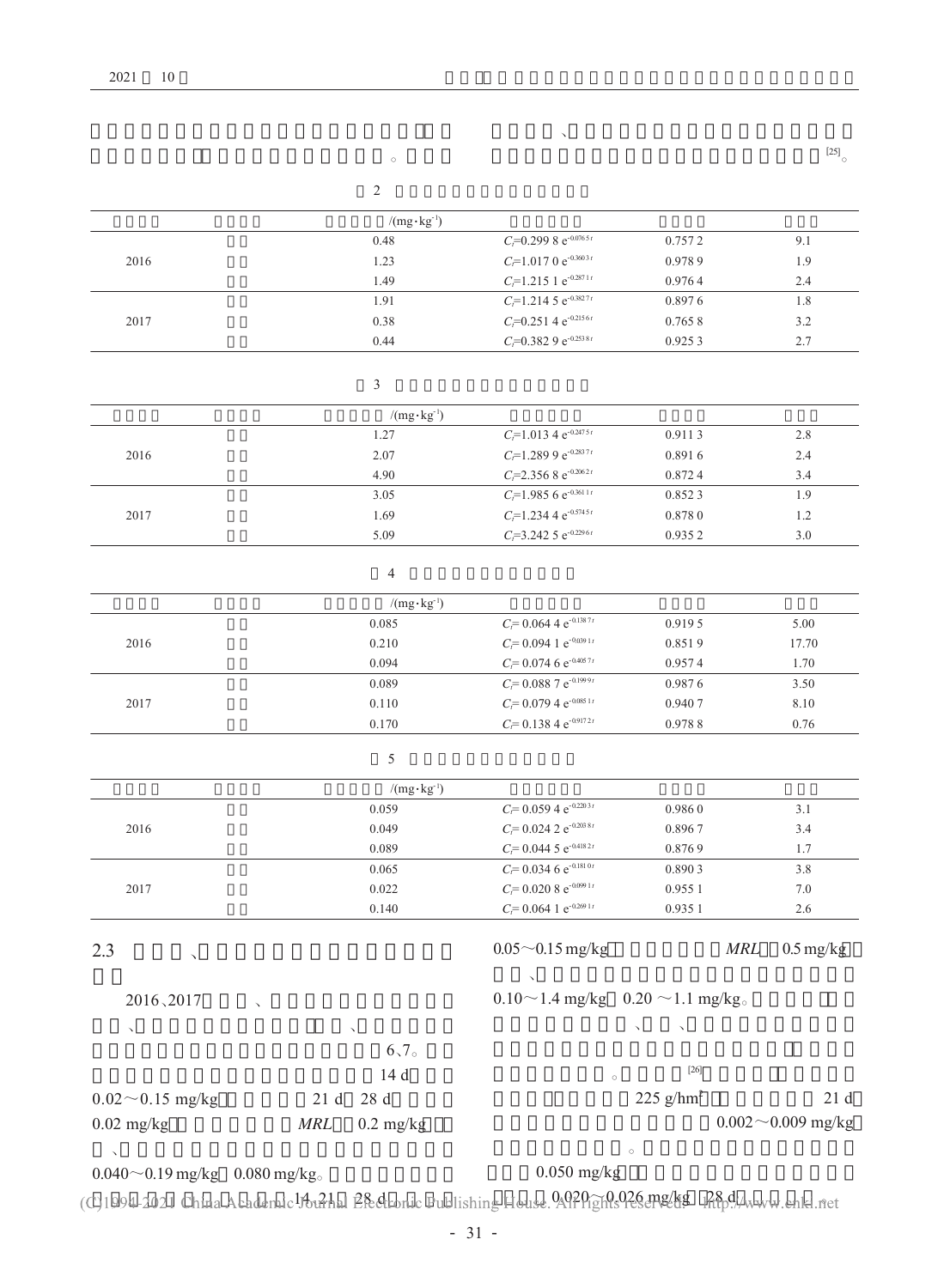、

。 [25]。

2

| | | /(mg·kg$^{-1}$) | | | |
|---|---|---|---|---|---|
| 2016 | | 0.48 | $C_t$=0.299 8 $e^{-0.076\,5\,t}$ | 0.757 2 | 9.1 |
| | | 1.23 | $C_t$=1.017 0 $e^{-0.360\,3\,t}$ | 0.978 9 | 1.9 |
| | | 1.49 | $C_t$=1.215 1 $e^{-0.287\,1\,t}$ | 0.976 4 | 2.4 |
| 2017 | | 1.91 | $C_t$=1.214 5 $e^{-0.382\,7\,t}$ | 0.897 6 | 1.8 |
| | | 0.38 | $C_t$=0.251 4 $e^{-0.215\,6\,t}$ | 0.765 8 | 3.2 |
| | | 0.44 | $C_t$=0.382 9 $e^{-0.253\,8\,t}$ | 0.925 3 | 2.7 |

3

| | | /(mg·kg$^{-1}$) | | | |
|---|---|---|---|---|---|
| 2016 | | 1.27 | $C_t$=1.013 4 $e^{-0.247\,5\,t}$ | 0.911 3 | 2.8 |
| | | 2.07 | $C_t$=1.289 9 $e^{-0.283\,7\,t}$ | 0.891 6 | 2.4 |
| | | 4.90 | $C_t$=2.356 8 $e^{-0.206\,2\,t}$ | 0.872 4 | 3.4 |
| 2017 | | 3.05 | $C_t$=1.985 6 $e^{-0.361\,1\,t}$ | 0.852 3 | 1.9 |
| | | 1.69 | $C_t$=1.234 4 $e^{-0.574\,5\,t}$ | 0.878 0 | 1.2 |
| | | 5.09 | $C_t$=3.242 5 $e^{-0.229\,6\,t}$ | 0.935 2 | 3.0 |

4

| | | /(mg·kg$^{-1}$) | | | |
|---|---|---|---|---|---|
| 2016 | | 0.085 | $C_t$= 0.064 4 $e^{-0.138\,7\,t}$ | 0.919 5 | 5.00 |
| | | 0.210 | $C_t$= 0.094 1 $e^{-0.039\,1\,t}$ | 0.851 9 | 17.70 |
| | | 0.094 | $C_t$= 0.074 6 $e^{-0.405\,7\,t}$ | 0.957 4 | 1.70 |
| 2017 | | 0.089 | $C_t$= 0.088 7 $e^{-0.199\,9\,t}$ | 0.987 6 | 3.50 |
| | | 0.110 | $C_t$= 0.079 4 $e^{-0.085\,1\,t}$ | 0.940 7 | 8.10 |
| | | 0.170 | $C_t$= 0.138 4 $e^{-0.917\,2\,t}$ | 0.978 8 | 0.76 |

5

| | | /(mg·kg$^{-1}$) | | | |
|---|---|---|---|---|---|
| 2016 | | 0.059 | $C_t$= 0.059 4 $e^{-0.220\,3\,t}$ | 0.986 0 | 3.1 |
| | | 0.049 | $C_t$= 0.024 2 $e^{-0.203\,8\,t}$ | 0.896 7 | 3.4 |
| | | 0.089 | $C_t$= 0.044 5 $e^{-0.418\,2\,t}$ | 0.876 9 | 1.7 |
| 2017 | | 0.065 | $C_t$= 0.034 6 $e^{-0.181\,0\,t}$ | 0.890 3 | 3.8 |
| | | 0.022 | $C_t$= 0.020 8 $e^{-0.099\,1\,t}$ | 0.955 1 | 7.0 |
| | | 0.140 | $C_t$= 0.064 1 $e^{-0.269\,1\,t}$ | 0.935 1 | 2.6 |

### 2.3 、

2016、2017 、

、 、

6、7。

14 d

0.02～0.15 mg/kg 21 d 28 d

0.02 mg/kg *MRL* 0.2 mg/kg

、

0.040～0.19 mg/kg 0.080 mg/kg。

14、21 28 d

0.05～0.15 mg/kg *MRL* 0.5 mg/kg

、

0.10～1.4 mg/kg 0.20 ～1.1 mg/kg。

、 、

。 [26]

225 g/hm$^2$ 21 d

0.002～0.009 mg/kg

。

0.050 mg/kg

0.020～0.026 mg/kg 28 d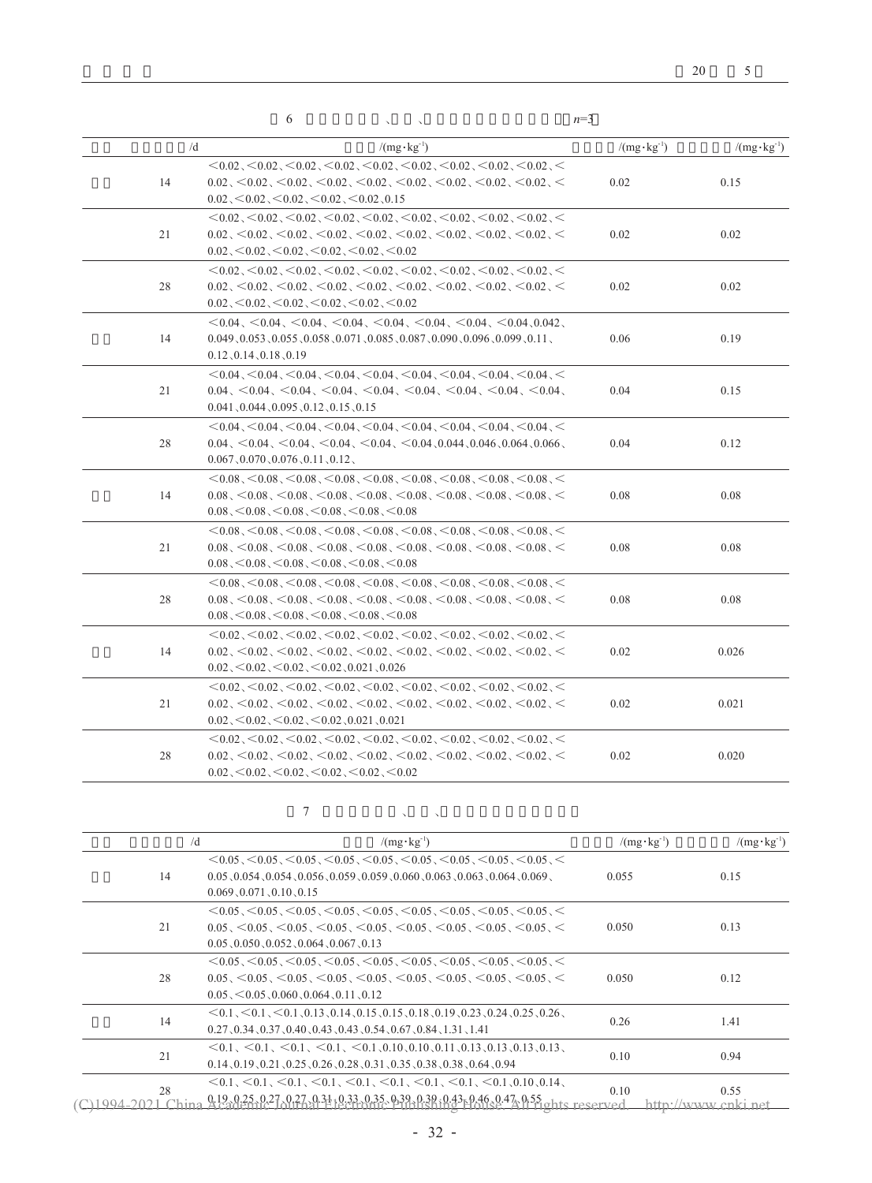表 6 ……、……、……（$n$=3）

| | /d | /(mg·kg⁻¹) | /(mg·kg⁻¹) | /(mg·kg⁻¹) |
|---|---|---|---|---|
| | 14 | <0.02、<0.02、<0.02、<0.02、<0.02、<0.02、<0.02、<0.02、<0.02、<0.02、<0.02、<0.02、<0.02、<0.02、<0.02、<0.02、<0.02、<0.02、<0.02、<0.02、<0.02、<0.02、<0.02、0.15 | 0.02 | 0.15 |
| | 21 | <0.02、<0.02、<0.02、<0.02、<0.02、<0.02、<0.02、<0.02、<0.02、<0.02、<0.02、<0.02、<0.02、<0.02、<0.02、<0.02、<0.02、<0.02、<0.02、<0.02、<0.02、<0.02、<0.02、<0.02 | 0.02 | 0.02 |
| | 28 | <0.02、<0.02、<0.02、<0.02、<0.02、<0.02、<0.02、<0.02、<0.02、<0.02、<0.02、<0.02、<0.02、<0.02、<0.02、<0.02、<0.02、<0.02、<0.02、<0.02、<0.02、<0.02、<0.02、<0.02 | 0.02 | 0.02 |
| | 14 | <0.04、<0.04、<0.04、<0.04、<0.04、<0.04、<0.04、<0.04、0.042、0.049、0.053、0.055、0.058、0.071、0.085、0.087、0.090、0.096、0.099、0.11、0.12、0.14、0.18、0.19 | 0.06 | 0.19 |
| | 21 | <0.04、<0.04、<0.04、<0.04、<0.04、<0.04、<0.04、<0.04、<0.04、<0.04、<0.04、<0.04、<0.04、<0.04、<0.04、<0.04、<0.04、<0.04、0.041、0.044、0.095、0.12、0.15、0.15 | 0.04 | 0.15 |
| | 28 | <0.04、<0.04、<0.04、<0.04、<0.04、<0.04、<0.04、<0.04、<0.04、<0.04、<0.04、<0.04、<0.04、<0.04、<0.04、0.044、0.046、0.064、0.066、0.067、0.070、0.076、0.11、0.12、 | 0.04 | 0.12 |
| | 14 | <0.08、<0.08、<0.08、<0.08、<0.08、<0.08、<0.08、<0.08、<0.08、<0.08、<0.08、<0.08、<0.08、<0.08、<0.08、<0.08、<0.08、<0.08、<0.08、<0.08、<0.08、<0.08、<0.08、<0.08 | 0.08 | 0.08 |
| | 21 | <0.08、<0.08、<0.08、<0.08、<0.08、<0.08、<0.08、<0.08、<0.08、<0.08、<0.08、<0.08、<0.08、<0.08、<0.08、<0.08、<0.08、<0.08、<0.08、<0.08、<0.08、<0.08、<0.08、<0.08 | 0.08 | 0.08 |
| | 28 | <0.08、<0.08、<0.08、<0.08、<0.08、<0.08、<0.08、<0.08、<0.08、<0.08、<0.08、<0.08、<0.08、<0.08、<0.08、<0.08、<0.08、<0.08、<0.08、<0.08、<0.08、<0.08、<0.08、<0.08 | 0.08 | 0.08 |
| | 14 | <0.02、<0.02、<0.02、<0.02、<0.02、<0.02、<0.02、<0.02、<0.02、<0.02、<0.02、<0.02、<0.02、<0.02、<0.02、<0.02、<0.02、<0.02、<0.02、<0.02、<0.02、<0.02、0.021、0.026 | 0.02 | 0.026 |
| | 21 | <0.02、<0.02、<0.02、<0.02、<0.02、<0.02、<0.02、<0.02、<0.02、<0.02、<0.02、<0.02、<0.02、<0.02、<0.02、<0.02、<0.02、<0.02、<0.02、<0.02、<0.02、<0.02、0.021、0.021 | 0.02 | 0.021 |
| | 28 | <0.02、<0.02、<0.02、<0.02、<0.02、<0.02、<0.02、<0.02、<0.02、<0.02、<0.02、<0.02、<0.02、<0.02、<0.02、<0.02、<0.02、<0.02、<0.02、<0.02、<0.02、<0.02、<0.02、<0.02 | 0.02 | 0.020 |

表 7 ……、……、……

| | /d | /(mg·kg⁻¹) | /(mg·kg⁻¹) | /(mg·kg⁻¹) |
|---|---|---|---|---|
| | 14 | <0.05、<0.05、<0.05、<0.05、<0.05、<0.05、<0.05、<0.05、<0.05、<0.05、0.054、0.054、0.056、0.059、0.059、0.060、0.063、0.063、0.064、0.069、0.069、0.071、0.10、0.15 | 0.055 | 0.15 |
| | 21 | <0.05、<0.05、<0.05、<0.05、<0.05、<0.05、<0.05、<0.05、<0.05、<0.05、<0.05、<0.05、<0.05、<0.05、<0.05、<0.05、<0.05、<0.05、0.05、0.050、0.052、0.064、0.067、0.13 | 0.050 | 0.13 |
| | 28 | <0.05、<0.05、<0.05、<0.05、<0.05、<0.05、<0.05、<0.05、<0.05、<0.05、<0.05、<0.05、<0.05、<0.05、<0.05、<0.05、<0.05、<0.05、0.05、<0.05、0.060、0.064、0.11、0.12 | 0.050 | 0.12 |
| | 14 | <0.1、<0.1、<0.1、0.13、0.14、0.15、0.15、0.18、0.19、0.23、0.24、0.25、0.26、0.27、0.34、0.37、0.40、0.43、0.43、0.54、0.67、0.84、1.31、1.41 | 0.26 | 1.41 |
| | 21 | <0.1、<0.1、<0.1、<0.1、<0.1、0.10、0.10、0.11、0.13、0.13、0.13、0.13、0.14、0.19、0.21、0.25、0.26、0.28、0.31、0.35、0.38、0.38、0.64、0.94 | 0.10 | 0.94 |
| | 28 | <0.1、<0.1、<0.1、<0.1、<0.1、<0.1、<0.1、<0.1、<0.1、0.10、0.14、0.19、0.25、0.27、0.27、0.31、0.33、0.35、0.39、0.39、0.43、0.46、0.47、0.55 | 0.10 | 0.55 |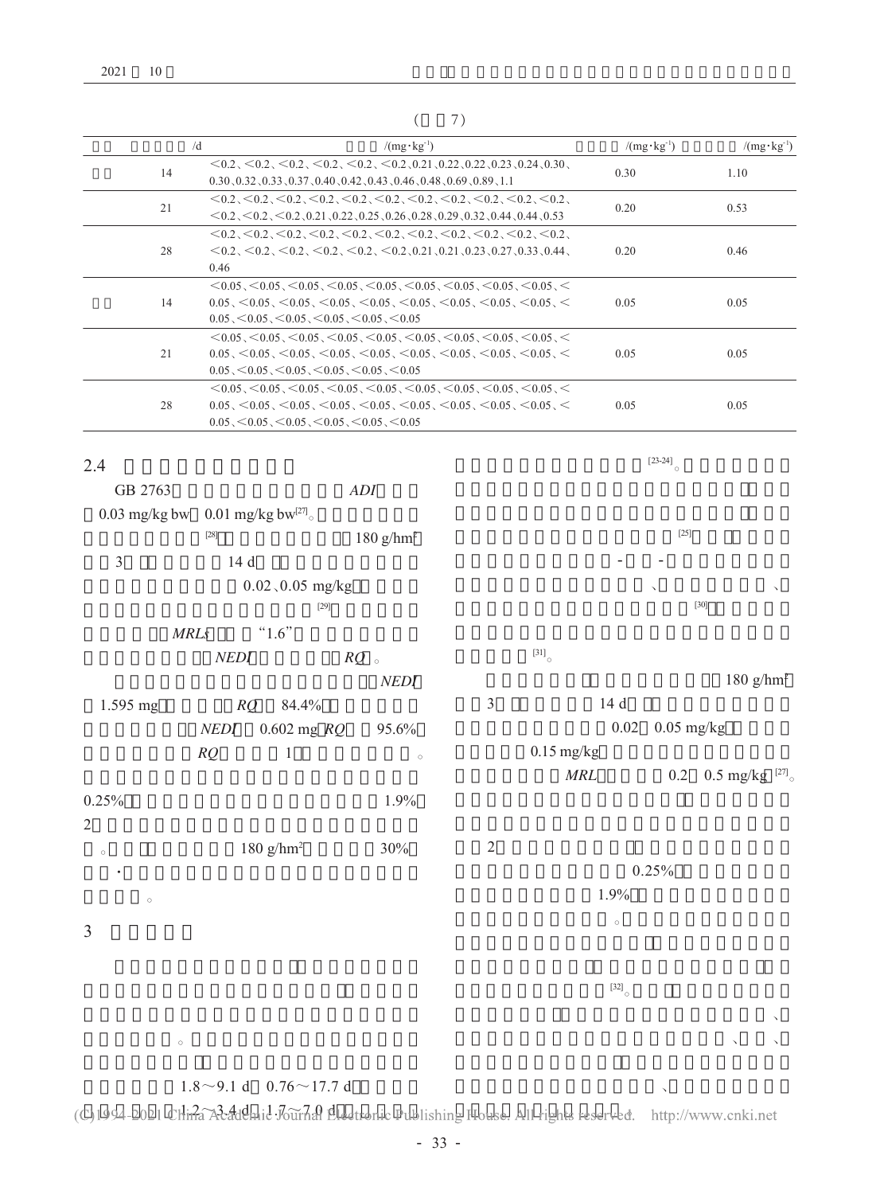( 7)

| | /d | /(mg·kg$^{-1}$) | /(mg·kg$^{-1}$) | /(mg·kg$^{-1}$) |
|---|---|---|---|---|
| | 14 | <0.2、<0.2、<0.2、<0.2、<0.2、<0.2、<0.2、0.21、0.22、0.22、0.23、0.24、0.30、0.30、0.32、0.33、0.37、0.40、0.42、0.43、0.46、0.48、0.69、0.89、1.1 | 0.30 | 1.10 |
| | 21 | <0.2、<0.2、<0.2、<0.2、<0.2、<0.2、<0.2、<0.2、<0.2、<0.2、<0.2、<0.2、<0.2、<0.2、0.21、0.22、0.25、0.26、0.28、0.29、0.32、0.44、0.44、0.53 | 0.20 | 0.53 |
| | 28 | <0.2、<0.2、<0.2、<0.2、<0.2、<0.2、<0.2、<0.2、<0.2、<0.2、<0.2、<0.2、<0.2、<0.2、<0.2、<0.2、<0.2、<0.2、0.21、0.21、0.23、0.27、0.33、0.44、0.46 | 0.20 | 0.46 |
| | 14 | <0.05、<0.05、<0.05、<0.05、<0.05、<0.05、<0.05、<0.05、<0.05、<0.05、<0.05、<0.05、<0.05、<0.05、<0.05、<0.05、<0.05、<0.05、<0.05、<0.05、<0.05、<0.05、<0.05、<0.05 | 0.05 | 0.05 |
| | 21 | <0.05、<0.05、<0.05、<0.05、<0.05、<0.05、<0.05、<0.05、<0.05、<0.05、<0.05、<0.05、<0.05、<0.05、<0.05、<0.05、<0.05、<0.05、<0.05、<0.05、<0.05、<0.05、<0.05、<0.05 | 0.05 | 0.05 |
| | 28 | <0.05、<0.05、<0.05、<0.05、<0.05、<0.05、<0.05、<0.05、<0.05、<0.05、<0.05、<0.05、<0.05、<0.05、<0.05、<0.05、<0.05、<0.05、<0.05、<0.05、<0.05、<0.05、<0.05、<0.05 | 0.05 | 0.05 |

## 2.4

GB 2763 *ADI* 0.03 mg/kg bw 0.01 mg/kg bw[27]。 [28] 180 g/hm$^2$ 3 14 d 0.02、0.05 mg/kg [29] *MRLs* "1.6" *NEDI* *RQ*。 *NEDI* 1.595 mg *RQ* 84.4% *NEDI* 0.602 mg *RQ* 95.6% *RQ* 1 。 0.25% 1.9% 2 。 180 g/hm$^2$ 30% · 。

## 3

。 1.8～9.1 d 0.76～17.7 d 1.2～3.4 d 1.7～7.0 d [23-24]。 [25] - - 、 、 [30] [31]。

180 g/hm$^2$ 3 14 d 0.02 0.05 mg/kg 0.15 mg/kg *MRL* 0.2 0.5 mg/kg [27]。 2 0.25% 1.9% 。 [32]。 、 、 、 、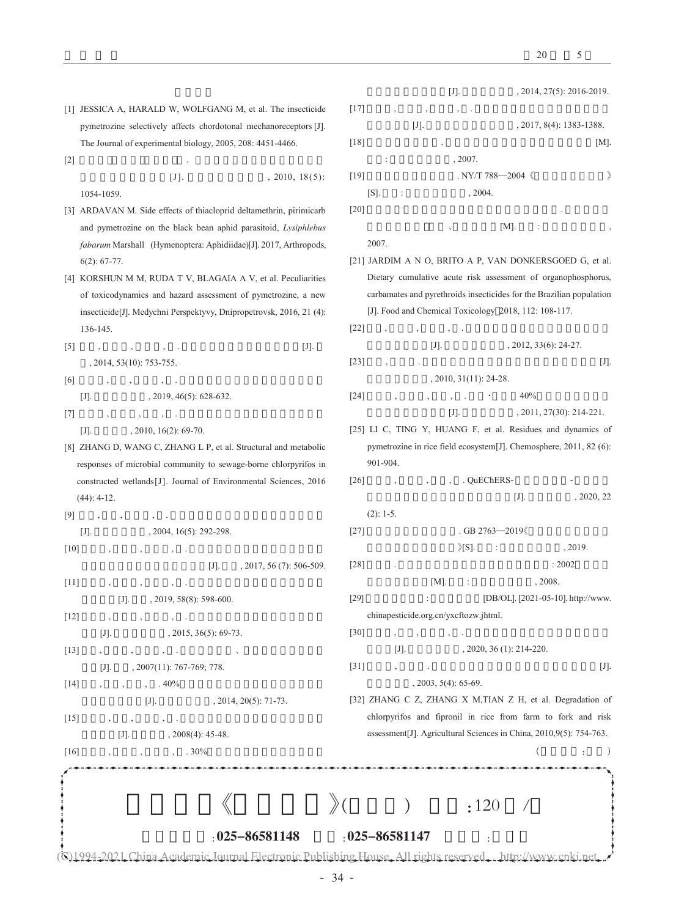[1] JESSICA A, HARALD W, WOLFGANG M, et al. The insecticide pymetrozine selectively affects chordotonal mechanoreceptors [J]. The Journal of experimental biology, 2005, 208: 4451-4466.

[2] . [J]. , 2010, 18(5): 1054-1059.

[3] ARDAVAN M. Side effects of thiacloprid deltamethrin, pirimicarb and pymetrozine on the black bean aphid parasitoid, *Lysiphlebus fabarum* Marshall (Hymenoptera: Aphidiidae)[J]. 2017, Arthropods, 6(2): 67-77.

[4] KORSHUN M M, RUDA T V, BLAGAIA A V, et al. Peculiarities of toxicodynamics and hazard assessment of pymetrozine, a new insecticide[J]. Medychni Perspektyvy, Dnipropetrovsk, 2016, 21 (4): 136-145.

[5] , , , . [J]. , 2014, 53(10): 753-755.

[6] , , , . [J]. , 2019, 46(5): 628-632.

[7] , , , . [J]. , 2010, 16(2): 69-70.

[8] ZHANG D, WANG C, ZHANG L P, et al. Structural and metabolic responses of microbial community to sewage-borne chlorpyrifos in constructed wetlands[J]. Journal of Environmental Sciences, 2016 (44): 4-12.

[9] , , , . [J]. , 2004, 16(5): 292-298.

[10] , , , . [J]. , 2017, 56 (7): 506-509.

[11] , , , . [J]. , 2019, 58(8): 598-600.

[12] , , , . [J]. , 2015, 36(5): 69-73.

[13] , , , . 、 [J]. , 2007(11): 767-769; 778.

[14] , , , . 40% [J]. , 2014, 20(5): 71-73.

[15] , , , . [J]. , 2008(4): 45-48.

[16] , , , . 30% [J]. , 2014, 27(5): 2016-2019.

[17] , , , . [J]. , 2017, 8(4): 1383-1388.

[18] . [M]. : , 2007.

[19] . NY/T 788—2004《 》[S]. : , 2004.

[20] . 、 [M]. : , 2007.

[21] JARDIM A N O, BRITO A P, VAN DONKERSGOED G, et al. Dietary cumulative acute risk assessment of organophosphorus, carbamates and pyrethroids insecticides for the Brazilian population [J]. Food and Chemical Toxicology, 2018, 112: 108-117.

[22] , , , . [J]. , 2012, 33(6): 24-27.

[23] , . [J]. , 2010, 31(11): 24-28.

[24] , , , . · 40% [J]. , 2011, 27(30): 214-221.

[25] LI C, TING Y, HUANG F, et al. Residues and dynamics of pymetrozine in rice field ecosystem[J]. Chemosphere, 2011, 82 (6): 901-904.

[26] , , , . QuEChERS- - [J]. , 2020, 22 (2): 1-5.

[27] . GB 2763—2019《 》[S]. : , 2019.

[28] . : 2002 [M]. : , 2008.

[29] : [DB/OL]. [2021-05-10]. http://www.chinapesticide.org.cn/yxcftozw.jhtml.

[30] , , , . [J]. , 2020, 36 (1): 214-220.

[31] , . [J]. , 2003, 5(4): 65-69.

[32] ZHANG C Z, ZHANG X M,TIAN Z H, et al. Degradation of chlorpyrifos and fipronil in rice from farm to fork and risk assessment[J]. Agricultural Sciences in China, 2010,9(5): 754-763.

( : )

《 》( ) :120 /

:025-86581148 :025-86581147 :